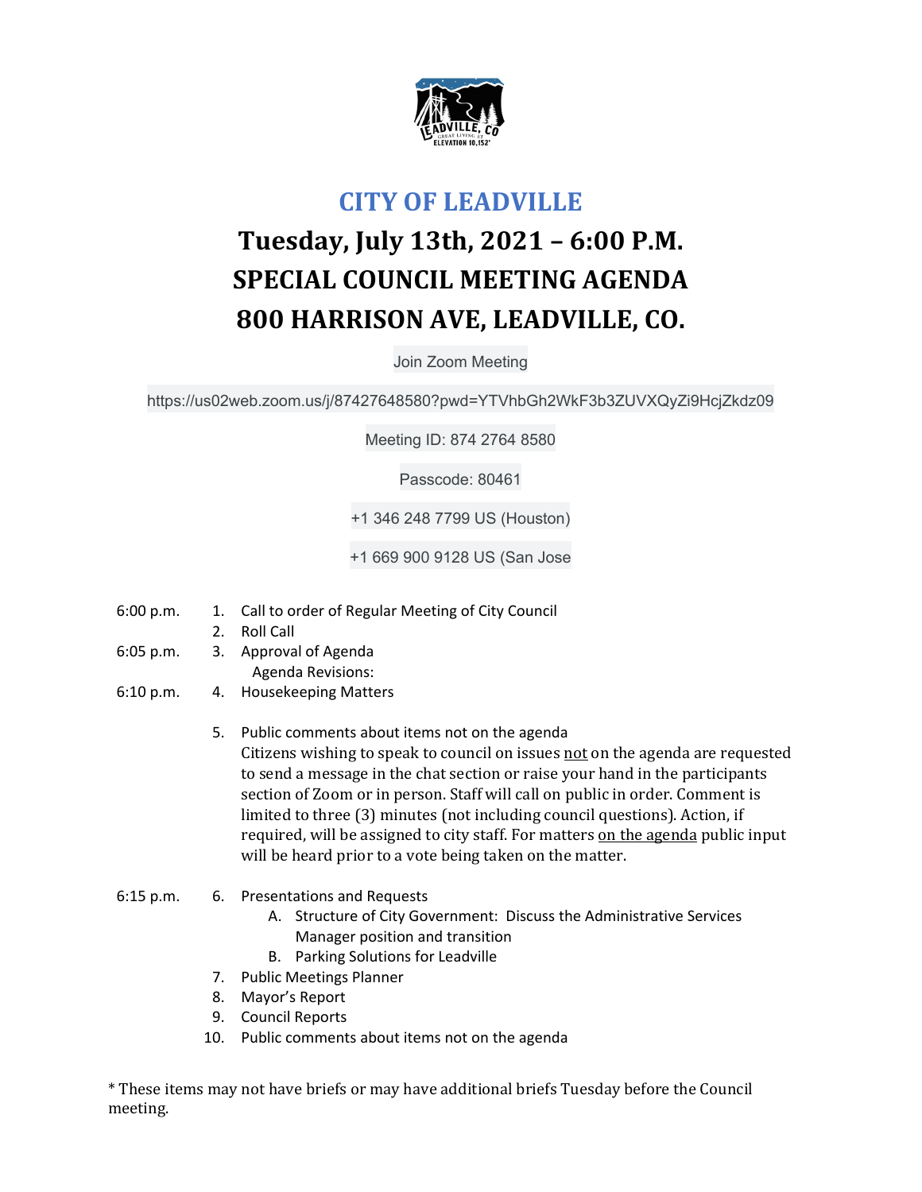# CITY OF LEADVILLE

# Tuesday, July 13th, 2021 – 6:00 P.M.

# SPECIAL COUNCIL MEETING AGENDA

# 800 HARRISON AVE, LEADVILLE, CO.

Join Zoom Meeting

https://us02web.zoom.us/j/87427648580?pwd=YTVhbGh2WkF3b3ZUVXQyZi9HcjZkdz09

Meeting ID: 874 2764 8580

Passcode: 80461

+1 346 248 7799 US (Houston)

+1 669 900 9128 US (San Jose

6:00 p.m. 1. Call to order of Regular Meeting of City Council

2. Roll Call

6:05 p.m. 3. Approval of Agenda

Agenda Revisions:

6:10 p.m. 4. Housekeeping Matters

5. Public comments about items not on the agenda

Citizens wishing to speak to council on issues not on the agenda are requested to send a message in the chat section or raise your hand in the participants section of Zoom or in person. Staff will call on public in order. Comment is limited to three (3) minutes (not including council questions). Action, if required, will be assigned to city staff. For matters on the agenda public input will be heard prior to a vote being taken on the matter.

6:15 p.m. 6. Presentations and Requests

A. Structure of City Government: Discuss the Administrative Services Manager position and transition

B. Parking Solutions for Leadville

7. Public Meetings Planner

8. Mayor's Report

9. Council Reports

10. Public comments about items not on the agenda

* These items may not have briefs or may have additional briefs Tuesday before the Council meeting.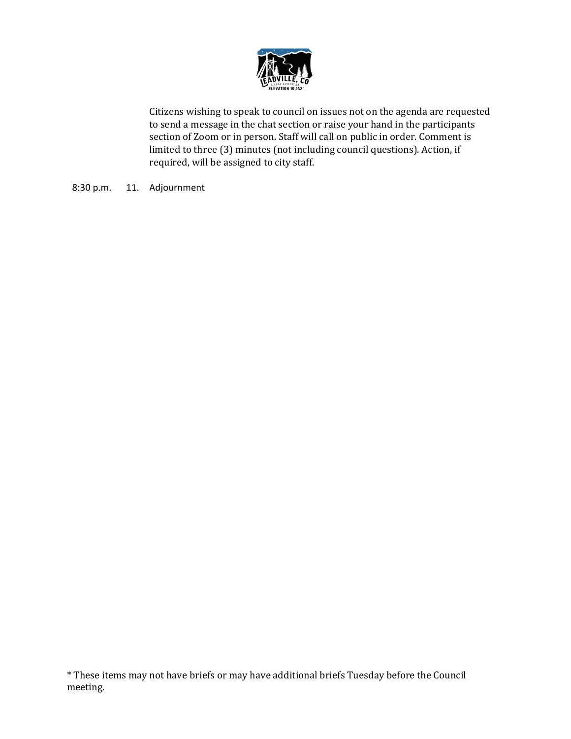Citizens wishing to speak to council on issues not on the agenda are requested to send a message in the chat section or raise your hand in the participants section of Zoom or in person. Staff will call on public in order. Comment is limited to three (3) minutes (not including council questions). Action, if required, will be assigned to city staff.

8:30 p.m. 11. Adjournment

* These items may not have briefs or may have additional briefs Tuesday before the Council meeting.